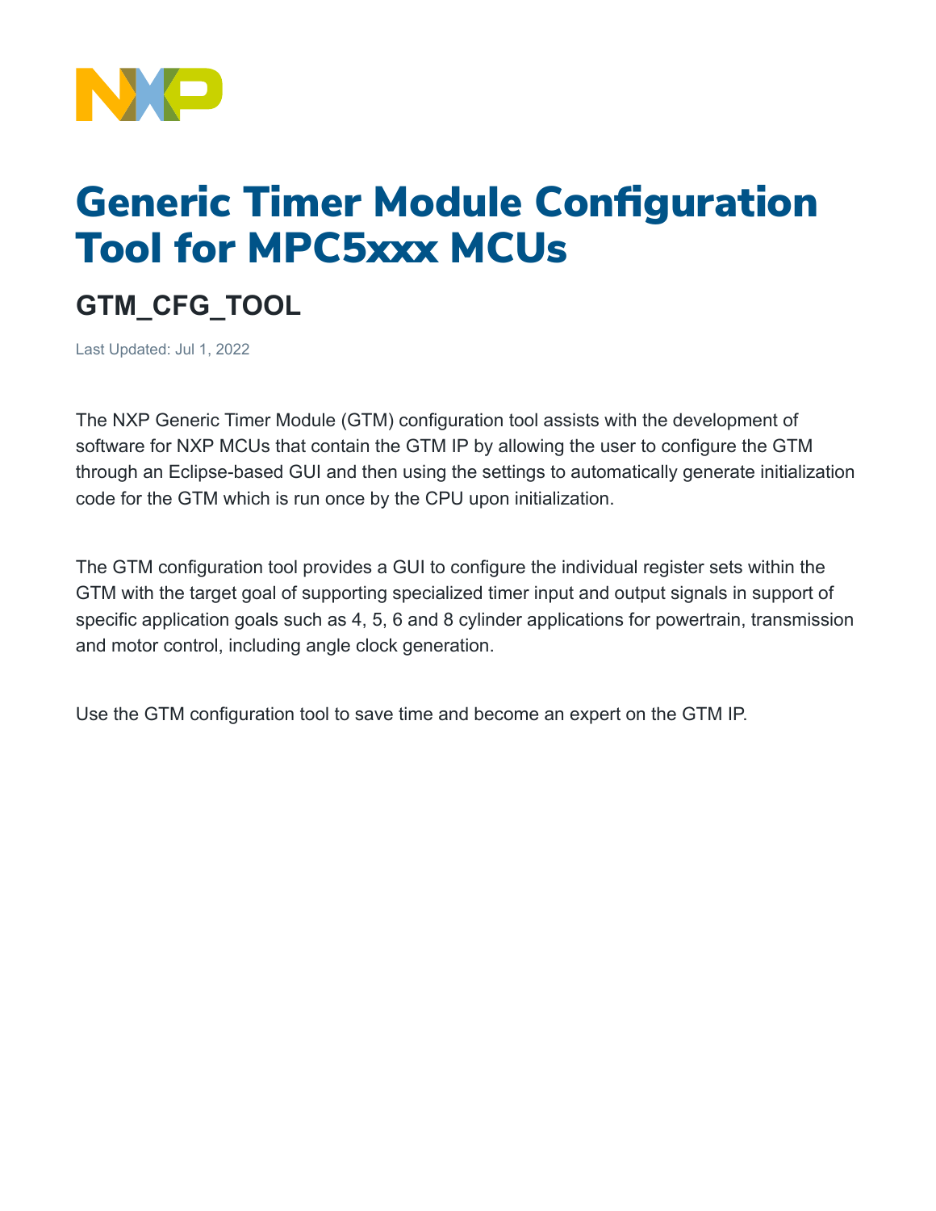# Generic Timer Module Configuration Tool for MPC5xxx MCUs

## GTM_CFG_TOOL

Last Updated: Jul 1, 2022

The NXP Generic Timer Module (GTM) configuration tool assists with the development of software for NXP MCUs that contain the GTM IP by allowing the user to configure the GTM through an Eclipse-based GUI and then using the settings to automatically generate initialization code for the GTM which is run once by the CPU upon initialization.

The GTM configuration tool provides a GUI to configure the individual register sets within the GTM with the target goal of supporting specialized timer input and output signals in support of specific application goals such as 4, 5, 6 and 8 cylinder applications for powertrain, transmission and motor control, including angle clock generation.

Use the GTM configuration tool to save time and become an expert on the GTM IP.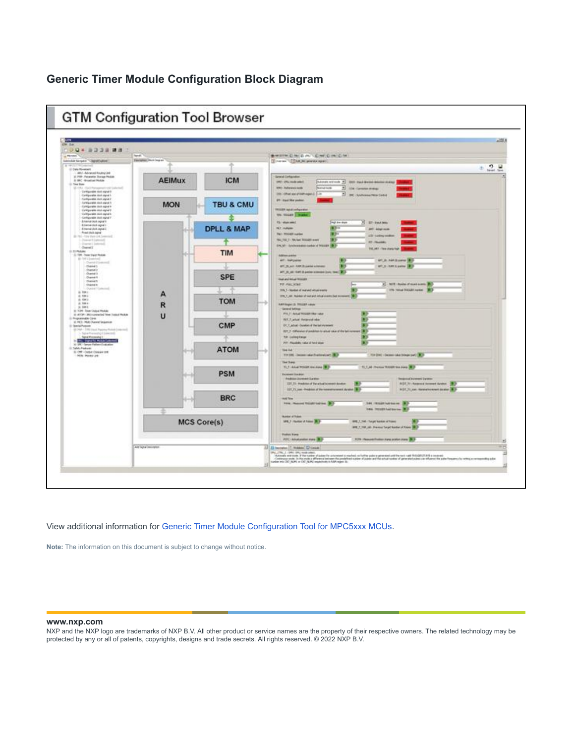## Generic Timer Module Configuration Block Diagram

GTM Configuration Tool Browser

AEIMux
ICM
MON
TBU & CMU
DPLL & MAP
TIM
SPE
TOM
CMP
ATOM
PSM
BRC
MCS Core(s)
A
R
U

View additional information for Generic Timer Module Configuration Tool for MPC5xxx MCUs.

**Note:** The information on this document is subject to change without notice.

**www.nxp.com**

NXP and the NXP logo are trademarks of NXP B.V. All other product or service names are the property of their respective owners. The related technology may be protected by any or all of patents, copyrights, designs and trade secrets. All rights reserved. © 2022 NXP B.V.